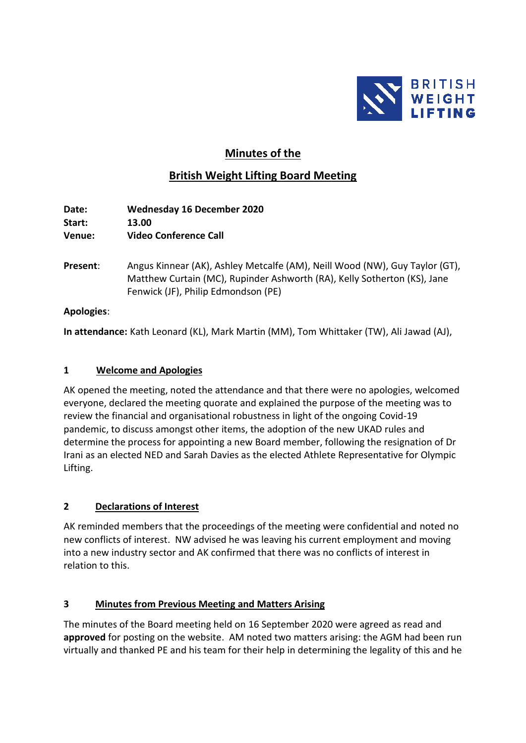## Minutes of the

## British Weight Lifting Board Meeting

**Date:** **Wednesday 16 December 2020**
**Start:** **13.00**
**Venue:** **Video Conference Call**

**Present**: Angus Kinnear (AK), Ashley Metcalfe (AM), Neill Wood (NW), Guy Taylor (GT), Matthew Curtain (MC), Rupinder Ashworth (RA), Kelly Sotherton (KS), Jane Fenwick (JF), Philip Edmondson (PE)

**Apologies**:

**In attendance:** Kath Leonard (KL), Mark Martin (MM), Tom Whittaker (TW), Ali Jawad (AJ),

### 1 Welcome and Apologies

AK opened the meeting, noted the attendance and that there were no apologies, welcomed everyone, declared the meeting quorate and explained the purpose of the meeting was to review the financial and organisational robustness in light of the ongoing Covid-19 pandemic, to discuss amongst other items, the adoption of the new UKAD rules and determine the process for appointing a new Board member, following the resignation of Dr Irani as an elected NED and Sarah Davies as the elected Athlete Representative for Olympic Lifting.

### 2 Declarations of Interest

AK reminded members that the proceedings of the meeting were confidential and noted no new conflicts of interest. NW advised he was leaving his current employment and moving into a new industry sector and AK confirmed that there was no conflicts of interest in relation to this.

### 3 Minutes from Previous Meeting and Matters Arising

The minutes of the Board meeting held on 16 September 2020 were agreed as read and **approved** for posting on the website. AM noted two matters arising: the AGM had been run virtually and thanked PE and his team for their help in determining the legality of this and he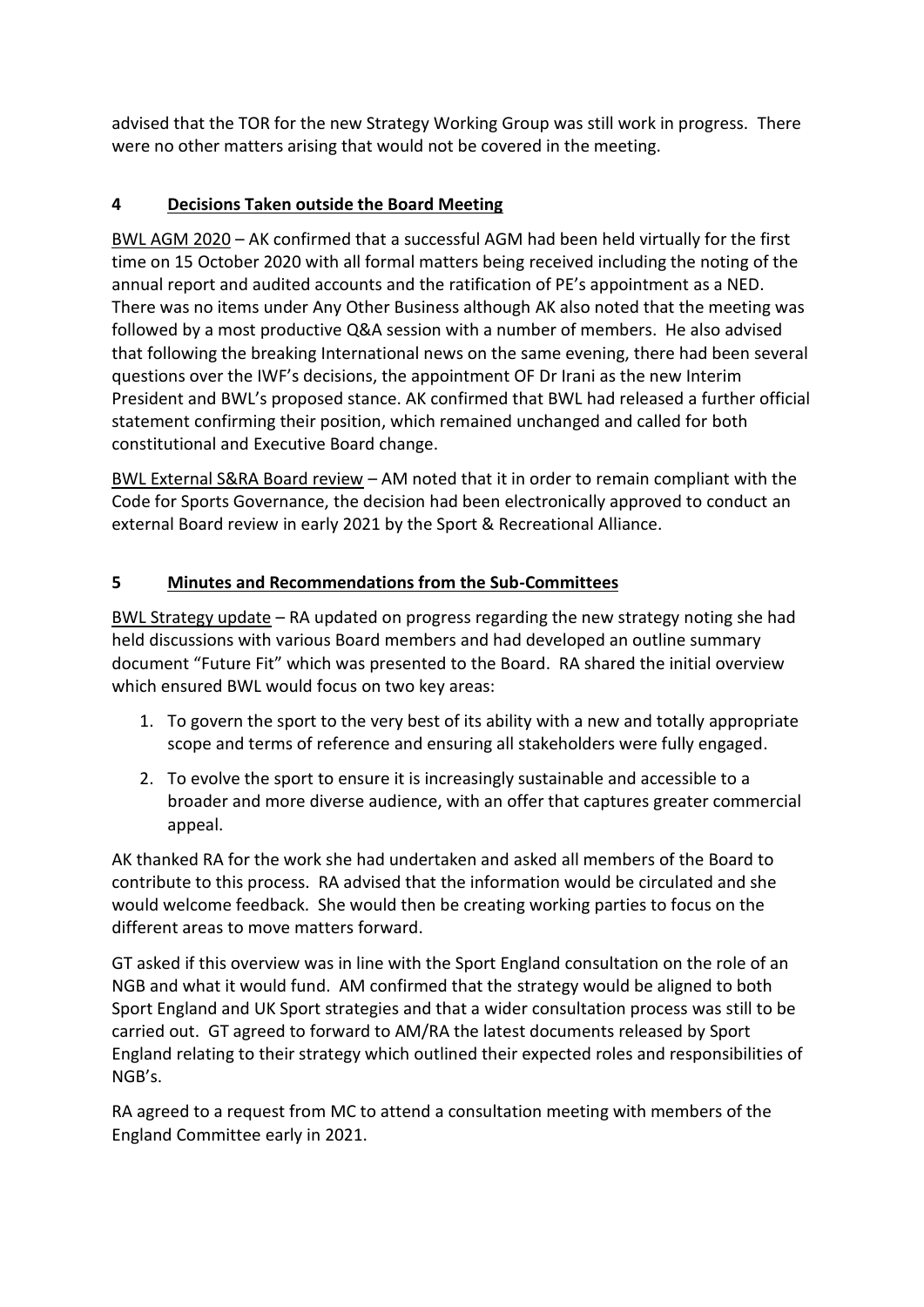advised that the TOR for the new Strategy Working Group was still work in progress. There were no other matters arising that would not be covered in the meeting.

## 4 Decisions Taken outside the Board Meeting

BWL AGM 2020 – AK confirmed that a successful AGM had been held virtually for the first time on 15 October 2020 with all formal matters being received including the noting of the annual report and audited accounts and the ratification of PE's appointment as a NED. There was no items under Any Other Business although AK also noted that the meeting was followed by a most productive Q&A session with a number of members. He also advised that following the breaking International news on the same evening, there had been several questions over the IWF's decisions, the appointment OF Dr Irani as the new Interim President and BWL's proposed stance. AK confirmed that BWL had released a further official statement confirming their position, which remained unchanged and called for both constitutional and Executive Board change.

BWL External S&RA Board review – AM noted that it in order to remain compliant with the Code for Sports Governance, the decision had been electronically approved to conduct an external Board review in early 2021 by the Sport & Recreational Alliance.

## 5 Minutes and Recommendations from the Sub-Committees

BWL Strategy update – RA updated on progress regarding the new strategy noting she had held discussions with various Board members and had developed an outline summary document "Future Fit" which was presented to the Board. RA shared the initial overview which ensured BWL would focus on two key areas:

1. To govern the sport to the very best of its ability with a new and totally appropriate scope and terms of reference and ensuring all stakeholders were fully engaged.
2. To evolve the sport to ensure it is increasingly sustainable and accessible to a broader and more diverse audience, with an offer that captures greater commercial appeal.

AK thanked RA for the work she had undertaken and asked all members of the Board to contribute to this process. RA advised that the information would be circulated and she would welcome feedback. She would then be creating working parties to focus on the different areas to move matters forward.

GT asked if this overview was in line with the Sport England consultation on the role of an NGB and what it would fund. AM confirmed that the strategy would be aligned to both Sport England and UK Sport strategies and that a wider consultation process was still to be carried out. GT agreed to forward to AM/RA the latest documents released by Sport England relating to their strategy which outlined their expected roles and responsibilities of NGB's.

RA agreed to a request from MC to attend a consultation meeting with members of the England Committee early in 2021.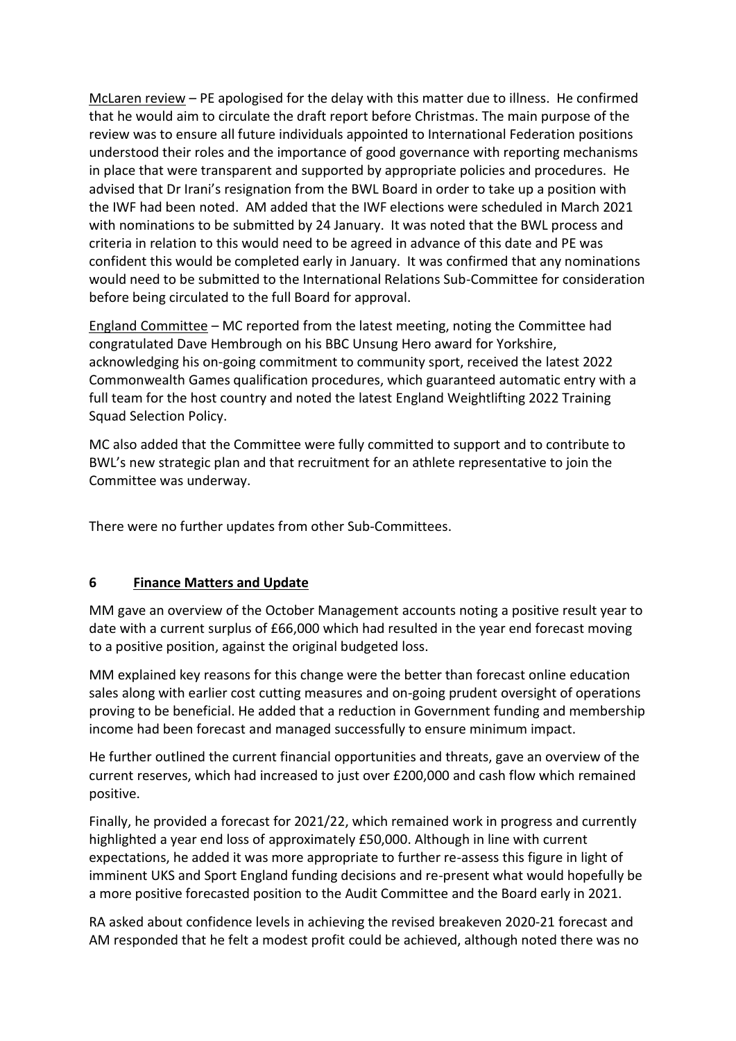<u>McLaren review</u> – PE apologised for the delay with this matter due to illness. He confirmed that he would aim to circulate the draft report before Christmas. The main purpose of the review was to ensure all future individuals appointed to International Federation positions understood their roles and the importance of good governance with reporting mechanisms in place that were transparent and supported by appropriate policies and procedures. He advised that Dr Irani's resignation from the BWL Board in order to take up a position with the IWF had been noted. AM added that the IWF elections were scheduled in March 2021 with nominations to be submitted by 24 January. It was noted that the BWL process and criteria in relation to this would need to be agreed in advance of this date and PE was confident this would be completed early in January. It was confirmed that any nominations would need to be submitted to the International Relations Sub-Committee for consideration before being circulated to the full Board for approval.

<u>England Committee</u> – MC reported from the latest meeting, noting the Committee had congratulated Dave Hembrough on his BBC Unsung Hero award for Yorkshire, acknowledging his on-going commitment to community sport, received the latest 2022 Commonwealth Games qualification procedures, which guaranteed automatic entry with a full team for the host country and noted the latest England Weightlifting 2022 Training Squad Selection Policy.

MC also added that the Committee were fully committed to support and to contribute to BWL's new strategic plan and that recruitment for an athlete representative to join the Committee was underway.

There were no further updates from other Sub-Committees.

## 6 <u>Finance Matters and Update</u>

MM gave an overview of the October Management accounts noting a positive result year to date with a current surplus of £66,000 which had resulted in the year end forecast moving to a positive position, against the original budgeted loss.

MM explained key reasons for this change were the better than forecast online education sales along with earlier cost cutting measures and on-going prudent oversight of operations proving to be beneficial. He added that a reduction in Government funding and membership income had been forecast and managed successfully to ensure minimum impact.

He further outlined the current financial opportunities and threats, gave an overview of the current reserves, which had increased to just over £200,000 and cash flow which remained positive.

Finally, he provided a forecast for 2021/22, which remained work in progress and currently highlighted a year end loss of approximately £50,000. Although in line with current expectations, he added it was more appropriate to further re-assess this figure in light of imminent UKS and Sport England funding decisions and re-present what would hopefully be a more positive forecasted position to the Audit Committee and the Board early in 2021.

RA asked about confidence levels in achieving the revised breakeven 2020-21 forecast and AM responded that he felt a modest profit could be achieved, although noted there was no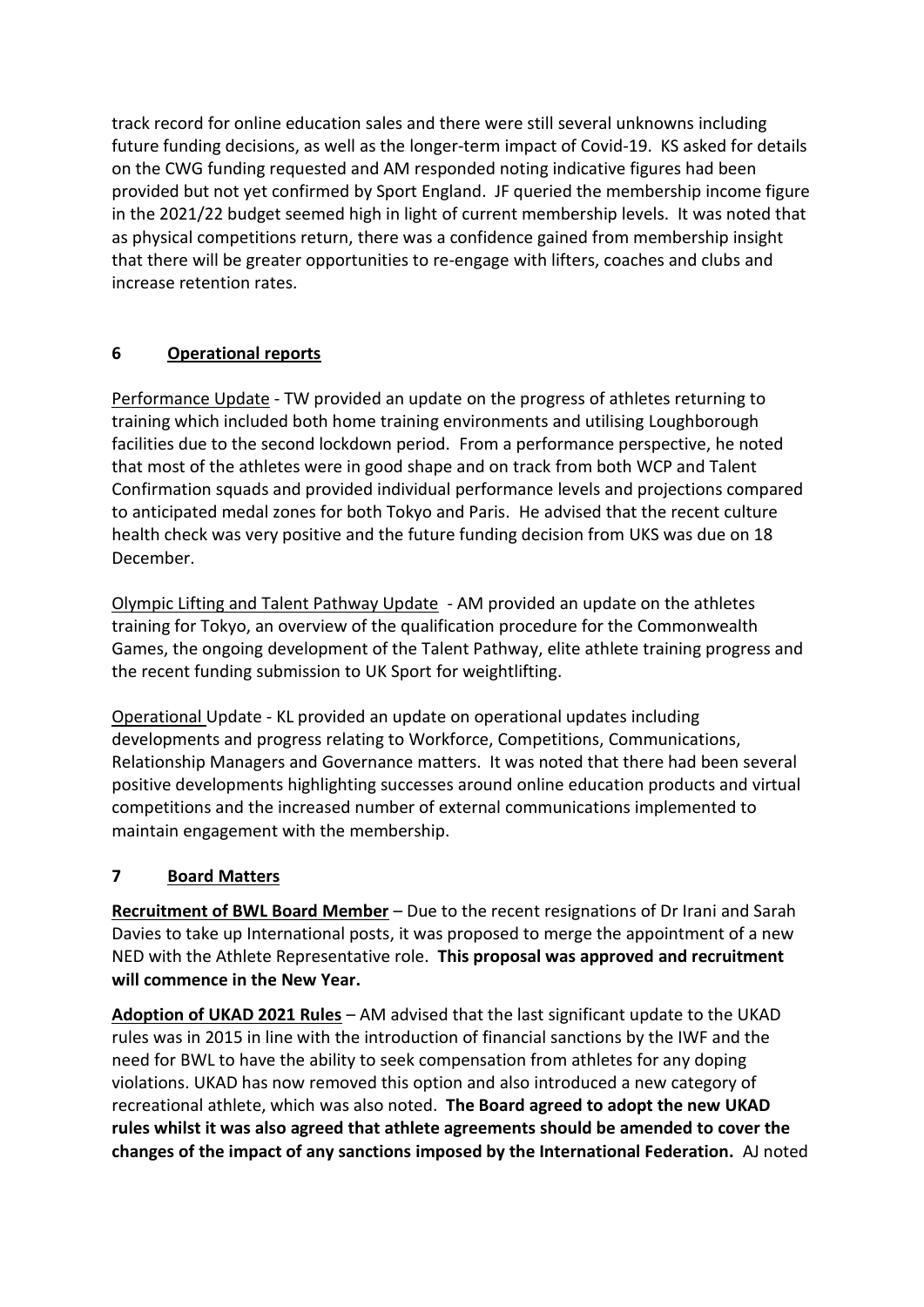track record for online education sales and there were still several unknowns including future funding decisions, as well as the longer-term impact of Covid-19. KS asked for details on the CWG funding requested and AM responded noting indicative figures had been provided but not yet confirmed by Sport England. JF queried the membership income figure in the 2021/22 budget seemed high in light of current membership levels. It was noted that as physical competitions return, there was a confidence gained from membership insight that there will be greater opportunities to re-engage with lifters, coaches and clubs and increase retention rates.

## 6 Operational reports

Performance Update - TW provided an update on the progress of athletes returning to training which included both home training environments and utilising Loughborough facilities due to the second lockdown period. From a performance perspective, he noted that most of the athletes were in good shape and on track from both WCP and Talent Confirmation squads and provided individual performance levels and projections compared to anticipated medal zones for both Tokyo and Paris. He advised that the recent culture health check was very positive and the future funding decision from UKS was due on 18 December.

Olympic Lifting and Talent Pathway Update - AM provided an update on the athletes training for Tokyo, an overview of the qualification procedure for the Commonwealth Games, the ongoing development of the Talent Pathway, elite athlete training progress and the recent funding submission to UK Sport for weightlifting.

Operational Update - KL provided an update on operational updates including developments and progress relating to Workforce, Competitions, Communications, Relationship Managers and Governance matters. It was noted that there had been several positive developments highlighting successes around online education products and virtual competitions and the increased number of external communications implemented to maintain engagement with the membership.

## 7 Board Matters

**Recruitment of BWL Board Member** – Due to the recent resignations of Dr Irani and Sarah Davies to take up International posts, it was proposed to merge the appointment of a new NED with the Athlete Representative role. **This proposal was approved and recruitment will commence in the New Year.**

**Adoption of UKAD 2021 Rules** – AM advised that the last significant update to the UKAD rules was in 2015 in line with the introduction of financial sanctions by the IWF and the need for BWL to have the ability to seek compensation from athletes for any doping violations. UKAD has now removed this option and also introduced a new category of recreational athlete, which was also noted. **The Board agreed to adopt the new UKAD rules whilst it was also agreed that athlete agreements should be amended to cover the changes of the impact of any sanctions imposed by the International Federation.** AJ noted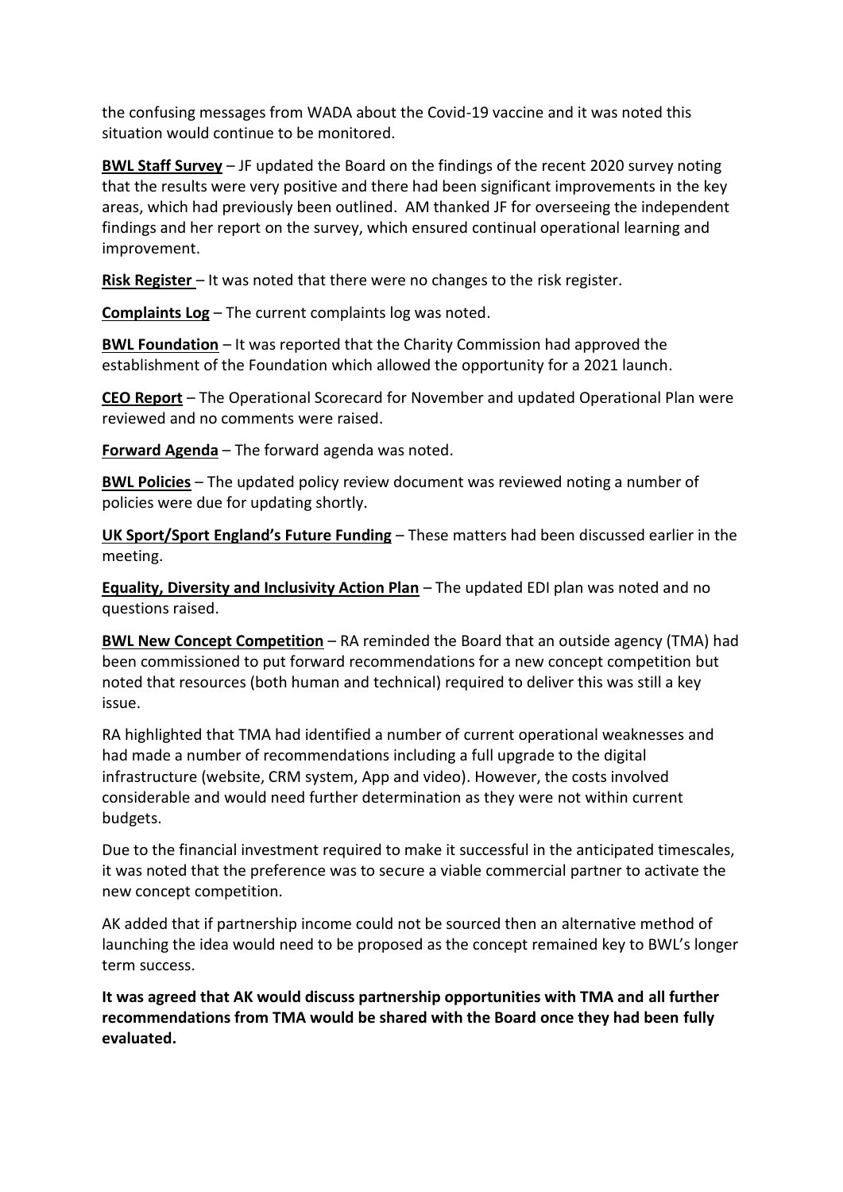the confusing messages from WADA about the Covid-19 vaccine and it was noted this situation would continue to be monitored.

**BWL Staff Survey** – JF updated the Board on the findings of the recent 2020 survey noting that the results were very positive and there had been significant improvements in the key areas, which had previously been outlined. AM thanked JF for overseeing the independent findings and her report on the survey, which ensured continual operational learning and improvement.

**Risk Register** – It was noted that there were no changes to the risk register.

**Complaints Log** – The current complaints log was noted.

**BWL Foundation** – It was reported that the Charity Commission had approved the establishment of the Foundation which allowed the opportunity for a 2021 launch.

**CEO Report** – The Operational Scorecard for November and updated Operational Plan were reviewed and no comments were raised.

**Forward Agenda** – The forward agenda was noted.

**BWL Policies** – The updated policy review document was reviewed noting a number of policies were due for updating shortly.

**UK Sport/Sport England's Future Funding** – These matters had been discussed earlier in the meeting.

**Equality, Diversity and Inclusivity Action Plan** – The updated EDI plan was noted and no questions raised.

**BWL New Concept Competition** – RA reminded the Board that an outside agency (TMA) had been commissioned to put forward recommendations for a new concept competition but noted that resources (both human and technical) required to deliver this was still a key issue.

RA highlighted that TMA had identified a number of current operational weaknesses and had made a number of recommendations including a full upgrade to the digital infrastructure (website, CRM system, App and video). However, the costs involved considerable and would need further determination as they were not within current budgets.

Due to the financial investment required to make it successful in the anticipated timescales, it was noted that the preference was to secure a viable commercial partner to activate the new concept competition.

AK added that if partnership income could not be sourced then an alternative method of launching the idea would need to be proposed as the concept remained key to BWL's longer term success.

**It was agreed that AK would discuss partnership opportunities with TMA and all further recommendations from TMA would be shared with the Board once they had been fully evaluated.**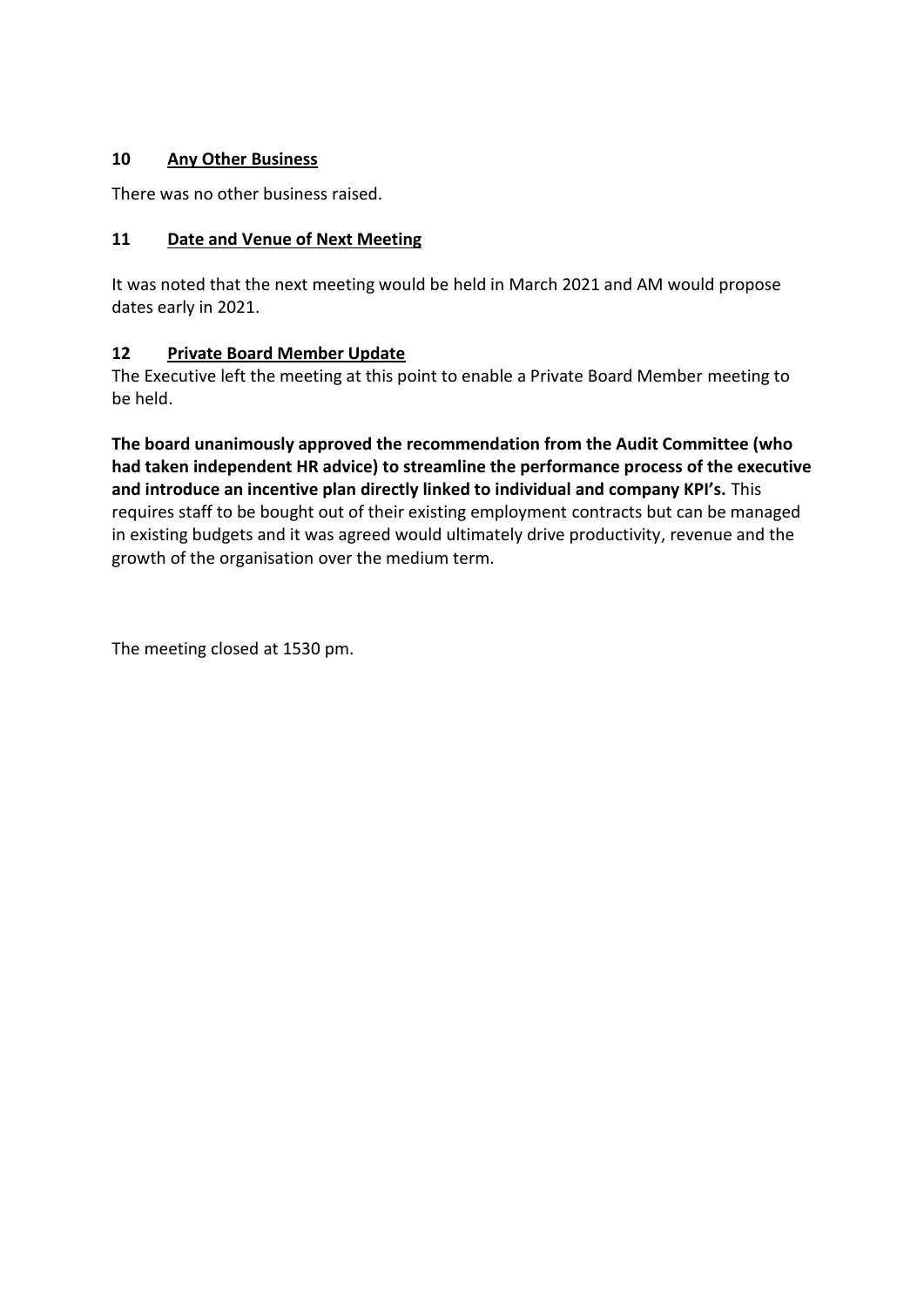## 10 **Any Other Business**

There was no other business raised.

## 11 **Date and Venue of Next Meeting**

It was noted that the next meeting would be held in March 2021 and AM would propose dates early in 2021.

## 12 **Private Board Member Update**

The Executive left the meeting at this point to enable a Private Board Member meeting to be held.

**The board unanimously approved the recommendation from the Audit Committee (who had taken independent HR advice) to streamline the performance process of the executive and introduce an incentive plan directly linked to individual and company KPI's.** This requires staff to be bought out of their existing employment contracts but can be managed in existing budgets and it was agreed would ultimately drive productivity, revenue and the growth of the organisation over the medium term.

The meeting closed at 1530 pm.